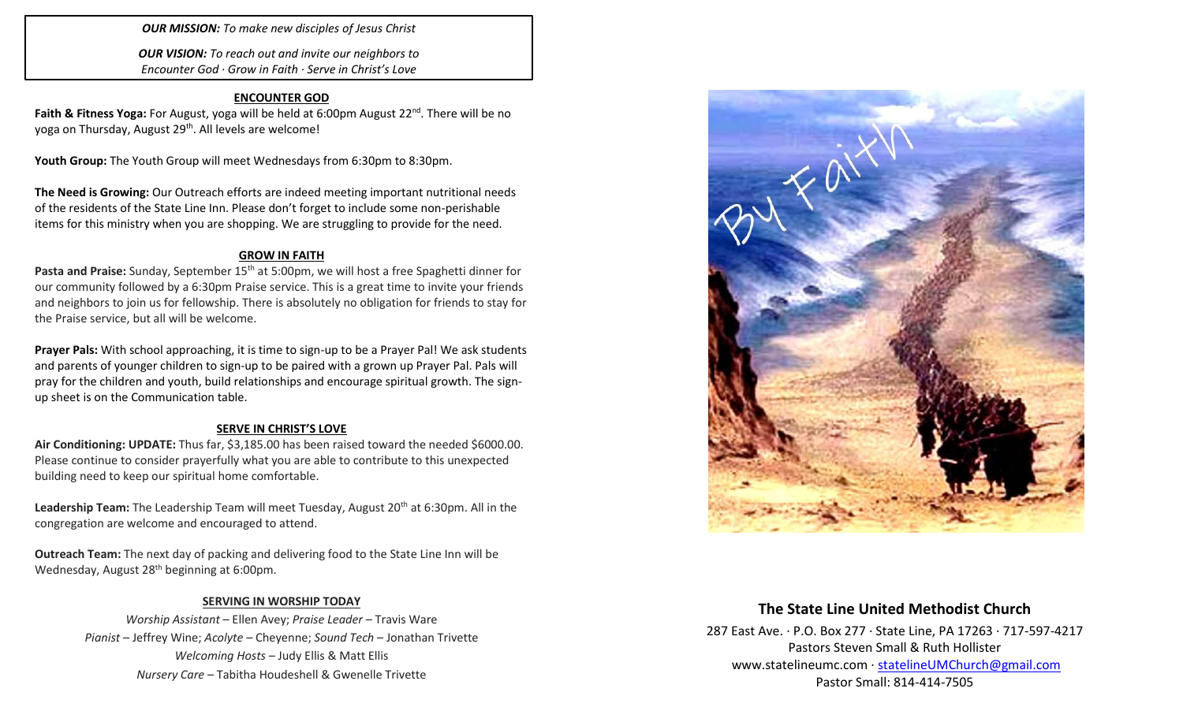***OUR MISSION:*** *To make new disciples of Jesus Christ*

***OUR VISION:*** *To reach out and invite our neighbors to Encounter God · Grow in Faith · Serve in Christ's Love*

## ENCOUNTER GOD

**Faith & Fitness Yoga:** For August, yoga will be held at 6:00pm August 22nd. There will be no yoga on Thursday, August 29th. All levels are welcome!

**Youth Group:** The Youth Group will meet Wednesdays from 6:30pm to 8:30pm.

**The Need is Growing:** Our Outreach efforts are indeed meeting important nutritional needs of the residents of the State Line Inn. Please don't forget to include some non-perishable items for this ministry when you are shopping. We are struggling to provide for the need.

## GROW IN FAITH

**Pasta and Praise:** Sunday, September 15th at 5:00pm, we will host a free Spaghetti dinner for our community followed by a 6:30pm Praise service. This is a great time to invite your friends and neighbors to join us for fellowship. There is absolutely no obligation for friends to stay for the Praise service, but all will be welcome.

**Prayer Pals:** With school approaching, it is time to sign-up to be a Prayer Pal! We ask students and parents of younger children to sign-up to be paired with a grown up Prayer Pal. Pals will pray for the children and youth, build relationships and encourage spiritual growth. The sign-up sheet is on the Communication table.

## SERVE IN CHRIST'S LOVE

**Air Conditioning: UPDATE:** Thus far, $3,185.00 has been raised toward the needed $6000.00. Please continue to consider prayerfully what you are able to contribute to this unexpected building need to keep our spiritual home comfortable.

**Leadership Team:** The Leadership Team will meet Tuesday, August 20th at 6:30pm. All in the congregation are welcome and encouraged to attend.

**Outreach Team:** The next day of packing and delivering food to the State Line Inn will be Wednesday, August 28th beginning at 6:00pm.

## SERVING IN WORSHIP TODAY

*Worship Assistant* – Ellen Avey; *Praise Leader* – Travis Ware
*Pianist* – Jeffrey Wine; *Acolyte* – Cheyenne; *Sound Tech* – Jonathan Trivette
*Welcoming Hosts* – Judy Ellis & Matt Ellis
*Nursery Care* – Tabitha Houdeshell & Gwenelle Trivette

By Faith

# The State Line United Methodist Church

287 East Ave. · P.O. Box 277 · State Line, PA 17263 · 717-597-4217
Pastors Steven Small & Ruth Hollister
www.statelineumc.com · statelineUMChurch@gmail.com
Pastor Small: 814-414-7505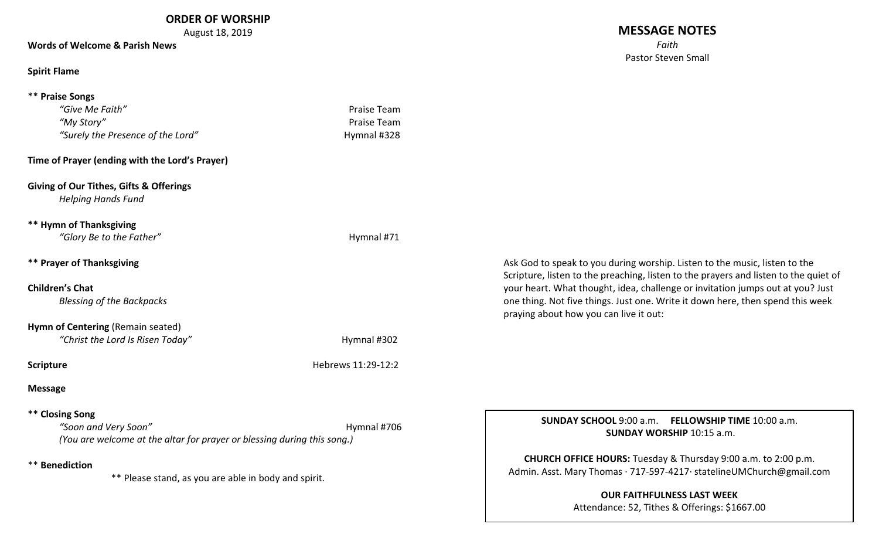## ORDER OF WORSHIP

August 18, 2019

**Words of Welcome & Parish News**

**Spirit Flame**

** **Praise Songs**

*"Give Me Faith"* — Praise Team
*"My Story"* — Praise Team
*"Surely the Presence of the Lord"* — Hymnal #328

**Time of Prayer (ending with the Lord's Prayer)**

**Giving of Our Tithes, Gifts & Offerings**
*Helping Hands Fund*

** **Hymn of Thanksgiving**
*"Glory Be to the Father"* — Hymnal #71

** **Prayer of Thanksgiving**

**Children's Chat**
*Blessing of the Backpacks*

**Hymn of Centering** (Remain seated)
*"Christ the Lord Is Risen Today"* — Hymnal #302

**Scripture** — Hebrews 11:29-12:2

**Message**

** **Closing Song**
*"Soon and Very Soon"* — Hymnal #706
*(You are welcome at the altar for prayer or blessing during this song.)*

** **Benediction**

** Please stand, as you are able in body and spirit.

## MESSAGE NOTES

*Faith*
Pastor Steven Small

Ask God to speak to you during worship. Listen to the music, listen to the Scripture, listen to the preaching, listen to the prayers and listen to the quiet of your heart. What thought, idea, challenge or invitation jumps out at you? Just one thing. Not five things. Just one. Write it down here, then spend this week praying about how you can live it out:

**SUNDAY SCHOOL** 9:00 a.m. **FELLOWSHIP TIME** 10:00 a.m.
**SUNDAY WORSHIP** 10:15 a.m.

**CHURCH OFFICE HOURS:** Tuesday & Thursday 9:00 a.m. to 2:00 p.m.
Admin. Asst. Mary Thomas · 717-597-4217· statelineUMChurch@gmail.com

**OUR FAITHFULNESS LAST WEEK**
Attendance: 52, Tithes & Offerings: $1667.00